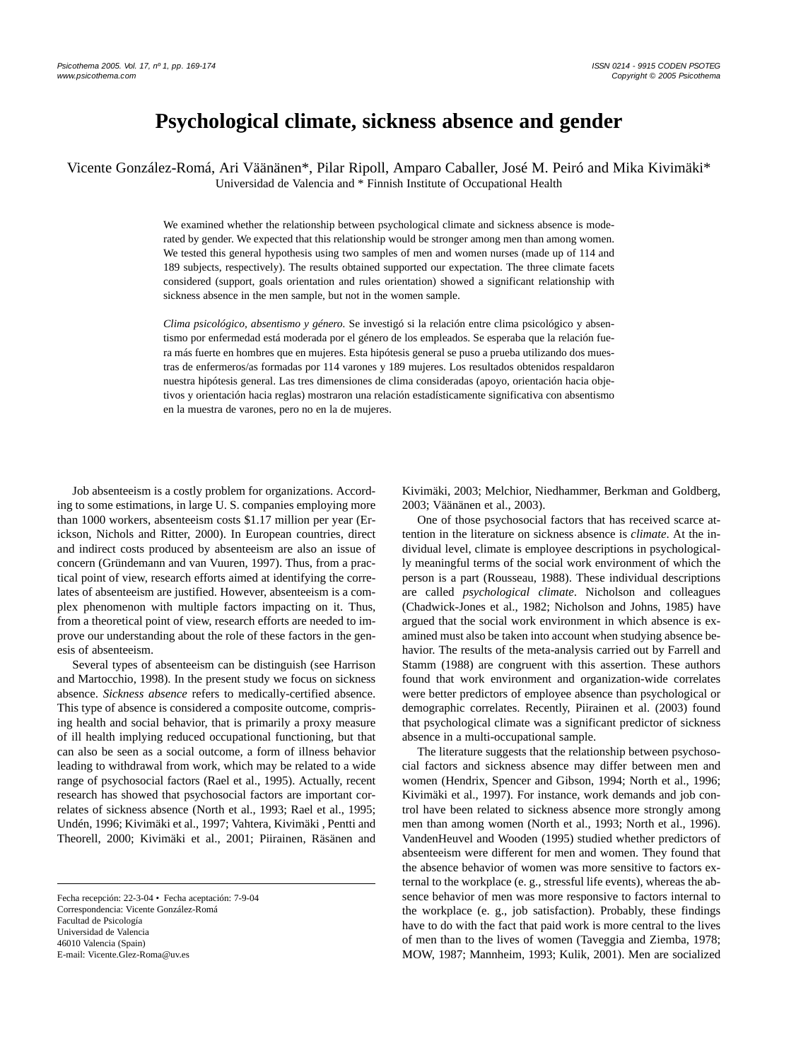# Psychological climate, sickness absence and gender

Vicente González-Romá, Ari Väänänen\*, Pilar Ripoll, Amparo Caballer, José M. Peiró and Mika Kivimäki\*
Universidad de Valencia and \* Finnish Institute of Occupational Health

We examined whether the relationship between psychological climate and sickness absence is moderated by gender. We expected that this relationship would be stronger among men than among women. We tested this general hypothesis using two samples of men and women nurses (made up of 114 and 189 subjects, respectively). The results obtained supported our expectation. The three climate facets considered (support, goals orientation and rules orientation) showed a significant relationship with sickness absence in the men sample, but not in the women sample.

*Clima psicológico, absentismo y género.* Se investigó si la relación entre clima psicológico y absentismo por enfermedad está moderada por el género de los empleados. Se esperaba que la relación fuera más fuerte en hombres que en mujeres. Esta hipótesis general se puso a prueba utilizando dos muestras de enfermeros/as formadas por 114 varones y 189 mujeres. Los resultados obtenidos respaldaron nuestra hipótesis general. Las tres dimensiones de clima consideradas (apoyo, orientación hacia objetivos y orientación hacia reglas) mostraron una relación estadísticamente significativa con absentismo en la muestra de varones, pero no en la de mujeres.

Job absenteeism is a costly problem for organizations. According to some estimations, in large U. S. companies employing more than 1000 workers, absenteeism costs $1.17 million per year (Erickson, Nichols and Ritter, 2000). In European countries, direct and indirect costs produced by absenteeism are also an issue of concern (Gründemann and van Vuuren, 1997). Thus, from a practical point of view, research efforts aimed at identifying the correlates of absenteeism are justified. However, absenteeism is a complex phenomenon with multiple factors impacting on it. Thus, from a theoretical point of view, research efforts are needed to improve our understanding about the role of these factors in the genesis of absenteeism.

Several types of absenteeism can be distinguish (see Harrison and Martocchio, 1998). In the present study we focus on sickness absence. *Sickness absence* refers to medically-certified absence. This type of absence is considered a composite outcome, comprising health and social behavior, that is primarily a proxy measure of ill health implying reduced occupational functioning, but that can also be seen as a social outcome, a form of illness behavior leading to withdrawal from work, which may be related to a wide range of psychosocial factors (Rael et al., 1995). Actually, recent research has showed that psychosocial factors are important correlates of sickness absence (North et al., 1993; Rael et al., 1995; Undén, 1996; Kivimäki et al., 1997; Vahtera, Kivimäki , Pentti and Theorell, 2000; Kivimäki et al., 2001; Piirainen, Räsänen and Kivimäki, 2003; Melchior, Niedhammer, Berkman and Goldberg, 2003; Väänänen et al., 2003).

One of those psychosocial factors that has received scarce attention in the literature on sickness absence is *climate*. At the individual level, climate is employee descriptions in psychologically meaningful terms of the social work environment of which the person is a part (Rousseau, 1988). These individual descriptions are called *psychological climate*. Nicholson and colleagues (Chadwick-Jones et al., 1982; Nicholson and Johns, 1985) have argued that the social work environment in which absence is examined must also be taken into account when studying absence behavior. The results of the meta-analysis carried out by Farrell and Stamm (1988) are congruent with this assertion. These authors found that work environment and organization-wide correlates were better predictors of employee absence than psychological or demographic correlates. Recently, Piirainen et al. (2003) found that psychological climate was a significant predictor of sickness absence in a multi-occupational sample.

The literature suggests that the relationship between psychosocial factors and sickness absence may differ between men and women (Hendrix, Spencer and Gibson, 1994; North et al., 1996; Kivimäki et al., 1997). For instance, work demands and job control have been related to sickness absence more strongly among men than among women (North et al., 1993; North et al., 1996). VandenHeuvel and Wooden (1995) studied whether predictors of absenteeism were different for men and women. They found that the absence behavior of women was more sensitive to factors external to the workplace (e. g., stressful life events), whereas the absence behavior of men was more responsive to factors internal to the workplace (e. g., job satisfaction). Probably, these findings have to do with the fact that paid work is more central to the lives of men than to the lives of women (Taveggia and Ziemba, 1978; MOW, 1987; Mannheim, 1993; Kulik, 2001). Men are socialized

Fecha recepción: 22-3-04 • Fecha aceptación: 7-9-04
Correspondencia: Vicente González-Romá
Facultad de Psicología
Universidad de Valencia
46010 Valencia (Spain)
E-mail: Vicente.Glez-Roma@uv.es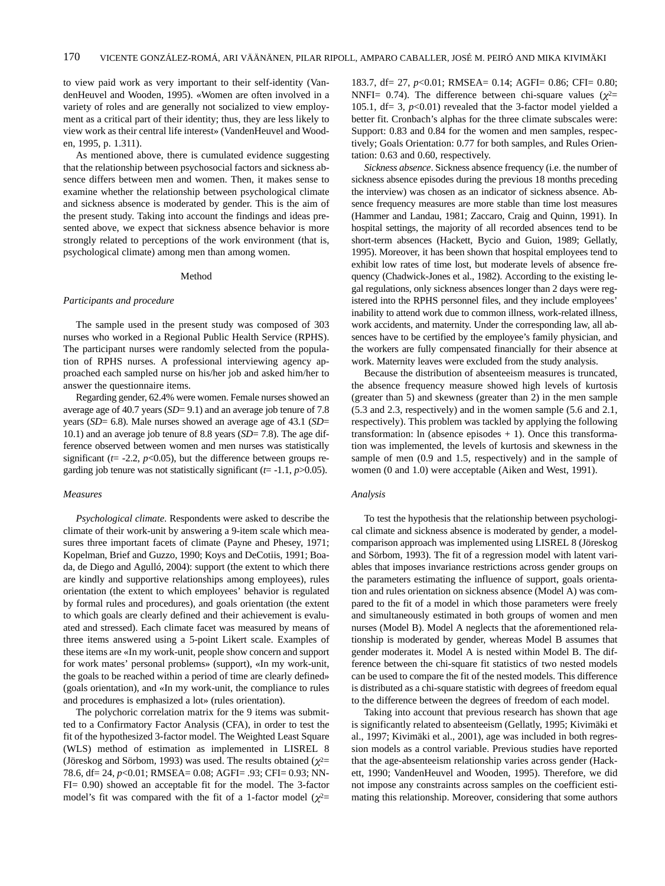to view paid work as very important to their self-identity (VandenHeuvel and Wooden, 1995). «Women are often involved in a variety of roles and are generally not socialized to view employment as a critical part of their identity; thus, they are less likely to view work as their central life interest» (VandenHeuvel and Wooden, 1995, p. 1.311).

As mentioned above, there is cumulated evidence suggesting that the relationship between psychosocial factors and sickness absence differs between men and women. Then, it makes sense to examine whether the relationship between psychological climate and sickness absence is moderated by gender. This is the aim of the present study. Taking into account the findings and ideas presented above, we expect that sickness absence behavior is more strongly related to perceptions of the work environment (that is, psychological climate) among men than among women.

## Method

### *Participants and procedure*

The sample used in the present study was composed of 303 nurses who worked in a Regional Public Health Service (RPHS). The participant nurses were randomly selected from the population of RPHS nurses. A professional interviewing agency approached each sampled nurse on his/her job and asked him/her to answer the questionnaire items.

Regarding gender, 62.4% were women. Female nurses showed an average age of 40.7 years (*SD*= 9.1) and an average job tenure of 7.8 years (*SD*= 6.8). Male nurses showed an average age of 43.1 (*SD*= 10.1) and an average job tenure of 8.8 years (*SD*= 7.8). The age difference observed between women and men nurses was statistically significant ($t$= -2.2, $p$<0.05), but the difference between groups regarding job tenure was not statistically significant ($t$= -1.1, $p$>0.05).

### *Measures*

*Psychological climate*. Respondents were asked to describe the climate of their work-unit by answering a 9-item scale which measures three important facets of climate (Payne and Phesey, 1971; Kopelman, Brief and Guzzo, 1990; Koys and DeCotiis, 1991; Boada, de Diego and Agulló, 2004): support (the extent to which there are kindly and supportive relationships among employees), rules orientation (the extent to which employees' behavior is regulated by formal rules and procedures), and goals orientation (the extent to which goals are clearly defined and their achievement is evaluated and stressed). Each climate facet was measured by means of three items answered using a 5-point Likert scale. Examples of these items are «In my work-unit, people show concern and support for work mates' personal problems» (support), «In my work-unit, the goals to be reached within a period of time are clearly defined» (goals orientation), and «In my work-unit, the compliance to rules and procedures is emphasized a lot» (rules orientation).

The polychoric correlation matrix for the 9 items was submitted to a Confirmatory Factor Analysis (CFA), in order to test the fit of the hypothesized 3-factor model. The Weighted Least Square (WLS) method of estimation as implemented in LISREL 8 (Jöreskog and Sörbom, 1993) was used. The results obtained ($\chi^2$= 78.6, df= 24, $p$<0.01; RMSEA= 0.08; AGFI= .93; CFI= 0.93; NNFI= 0.90) showed an acceptable fit for the model. The 3-factor model's fit was compared with the fit of a 1-factor model ($\chi^2$= 183.7, df= 27, $p$<0.01; RMSEA= 0.14; AGFI= 0.86; CFI= 0.80; NNFI= 0.74). The difference between chi-square values ($\chi^2$= 105.1, df= 3, $p$<0.01) revealed that the 3-factor model yielded a better fit. Cronbach's alphas for the three climate subscales were: Support: 0.83 and 0.84 for the women and men samples, respectively; Goals Orientation: 0.77 for both samples, and Rules Orientation: 0.63 and 0.60, respectively.

*Sickness absence*. Sickness absence frequency (i.e. the number of sickness absence episodes during the previous 18 months preceding the interview) was chosen as an indicator of sickness absence. Absence frequency measures are more stable than time lost measures (Hammer and Landau, 1981; Zaccaro, Craig and Quinn, 1991). In hospital settings, the majority of all recorded absences tend to be short-term absences (Hackett, Bycio and Guion, 1989; Gellatly, 1995). Moreover, it has been shown that hospital employees tend to exhibit low rates of time lost, but moderate levels of absence frequency (Chadwick-Jones et al., 1982). According to the existing legal regulations, only sickness absences longer than 2 days were registered into the RPHS personnel files, and they include employees' inability to attend work due to common illness, work-related illness, work accidents, and maternity. Under the corresponding law, all absences have to be certified by the employee's family physician, and the workers are fully compensated financially for their absence at work. Maternity leaves were excluded from the study analysis.

Because the distribution of absenteeism measures is truncated, the absence frequency measure showed high levels of kurtosis (greater than 5) and skewness (greater than 2) in the men sample (5.3 and 2.3, respectively) and in the women sample (5.6 and 2.1, respectively). This problem was tackled by applying the following transformation: ln (absence episodes + 1). Once this transformation was implemented, the levels of kurtosis and skewness in the sample of men (0.9 and 1.5, respectively) and in the sample of women (0 and 1.0) were acceptable (Aiken and West, 1991).

### *Analysis*

To test the hypothesis that the relationship between psychological climate and sickness absence is moderated by gender, a model-comparison approach was implemented using LISREL 8 (Jöreskog and Sörbom, 1993). The fit of a regression model with latent variables that imposes invariance restrictions across gender groups on the parameters estimating the influence of support, goals orientation and rules orientation on sickness absence (Model A) was compared to the fit of a model in which those parameters were freely and simultaneously estimated in both groups of women and men nurses (Model B). Model A neglects that the aforementioned relationship is moderated by gender, whereas Model B assumes that gender moderates it. Model A is nested within Model B. The difference between the chi-square fit statistics of two nested models can be used to compare the fit of the nested models. This difference is distributed as a chi-square statistic with degrees of freedom equal to the difference between the degrees of freedom of each model.

Taking into account that previous research has shown that age is significantly related to absenteeism (Gellatly, 1995; Kivimäki et al., 1997; Kivimäki et al., 2001), age was included in both regression models as a control variable. Previous studies have reported that the age-absenteeism relationship varies across gender (Hackett, 1990; VandenHeuvel and Wooden, 1995). Therefore, we did not impose any constraints across samples on the coefficient estimating this relationship. Moreover, considering that some authors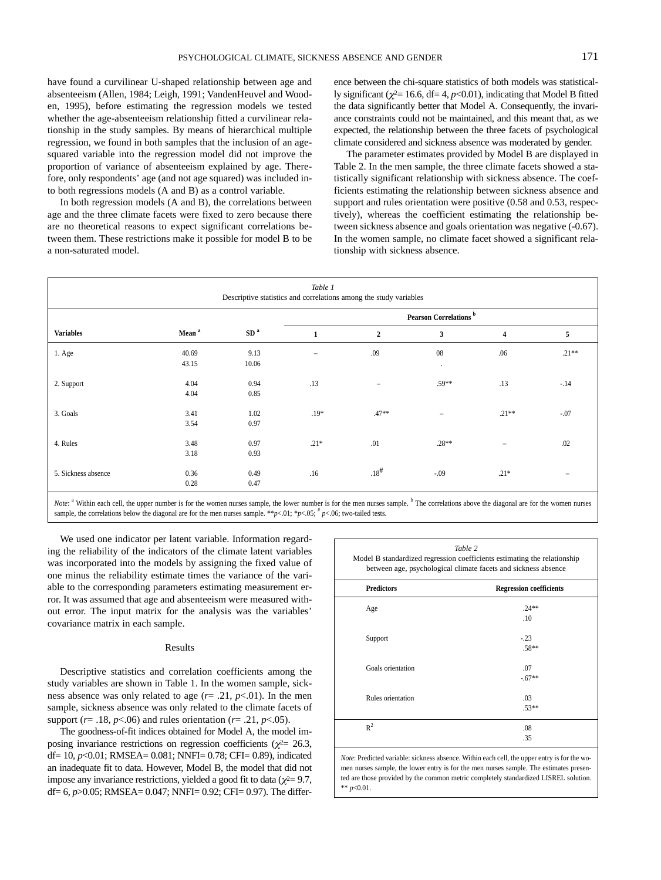have found a curvilinear U-shaped relationship between age and absenteeism (Allen, 1984; Leigh, 1991; VandenHeuvel and Wooden, 1995), before estimating the regression models we tested whether the age-absenteeism relationship fitted a curvilinear relationship in the study samples. By means of hierarchical multiple regression, we found in both samples that the inclusion of an age-squared variable into the regression model did not improve the proportion of variance of absenteeism explained by age. Therefore, only respondents' age (and not age squared) was included into both regressions models (A and B) as a control variable.

In both regression models (A and B), the correlations between age and the three climate facets were fixed to zero because there are no theoretical reasons to expect significant correlations between them. These restrictions make it possible for model B to be a non-saturated model.

We used one indicator per latent variable. Information regarding the reliability of the indicators of the climate latent variables was incorporated into the models by assigning the fixed value of one minus the reliability estimate times the variance of the variable to the corresponding parameters estimating measurement error. It was assumed that age and absenteeism were measured without error. The input matrix for the analysis was the variables' covariance matrix in each sample.

## Results

Descriptive statistics and correlation coefficients among the study variables are shown in Table 1. In the women sample, sickness absence was only related to age ($r$= .21, $p$<.01). In the men sample, sickness absence was only related to the climate facets of support ($r$= .18, $p$<.06) and rules orientation ($r$= .21, $p$<.05).

The goodness-of-fit indices obtained for Model A, the model imposing invariance restrictions on regression coefficients ($\chi^2$= 26.3, df= 10, $p$<0.01; RMSEA= 0.081; NNFI= 0.78; CFI= 0.89), indicated an inadequate fit to data. However, Model B, the model that did not impose any invariance restrictions, yielded a good fit to data ($\chi^2$= 9.7, df= 6, $p$>0.05; RMSEA= 0.047; NNFI= 0.92; CFI= 0.97). The difference between the chi-square statistics of both models was statistically significant ($\chi^2$= 16.6, df= 4, $p$<0.01), indicating that Model B fitted the data significantly better that Model A. Consequently, the invariance constraints could not be maintained, and this meant that, as we expected, the relationship between the three facets of psychological climate considered and sickness absence was moderated by gender.

The parameter estimates provided by Model B are displayed in Table 2. In the men sample, the three climate facets showed a statistically significant relationship with sickness absence. The coefficients estimating the relationship between sickness absence and support and rules orientation were positive (0.58 and 0.53, respectively), whereas the coefficient estimating the relationship between sickness absence and goals orientation was negative (-0.67). In the women sample, no climate facet showed a significant relationship with sickness absence.

*Table 1*
Descriptive statistics and correlations among the study variables

| Variables | Mean [a] | SD [a] | Pearson Correlations [b] 1 | 2 | 3 | 4 | 5 |
|---|---|---|---|---|---|---|---|
| 1. Age | 40.69<br>43.15 | 9.13<br>10.06 | – | .09 | 08<br>. | .06 | .21** |
| 2. Support | 4.04<br>4.04 | 0.94<br>0.85 | .13 | – | .59** | .13 | -.14 |
| 3. Goals | 3.41<br>3.54 | 1.02<br>0.97 | .19* | .47** | – | .21** | -.07 |
| 4. Rules | 3.48<br>3.18 | 0.97<br>0.93 | .21* | .01 | .28** | – | .02 |
| 5. Sickness absence | 0.36<br>0.28 | 0.49<br>0.47 | .16 | .18[#] | -.09 | .21* | – |

*Note*: [a] Within each cell, the upper number is for the women nurses sample, the lower number is for the men nurses sample. [b] The correlations above the diagonal are for the women nurses sample, the correlations below the diagonal are for the men nurses sample. \*\*$p$<.01; \*$p$<.05; [#] $p$<.06; two-tailed tests.

*Table 2*
Model B standardized regression coefficients estimating the relationship between age, psychological climate facets and sickness absence

| Predictors | Regression coefficients |
|---|---|
| Age | .24**<br>.10 |
| Support | -.23<br>.58** |
| Goals orientation | .07<br>-.67** |
| Rules orientation | .03<br>.53** |
| $R^2$ | .08<br>.35 |

*Note*: Predicted variable: sickness absence. Within each cell, the upper entry is for the women nurses sample, the lower entry is for the men nurses sample. The estimates presented are those provided by the common metric completely standardized LISREL solution. \*\* $p$<0.01.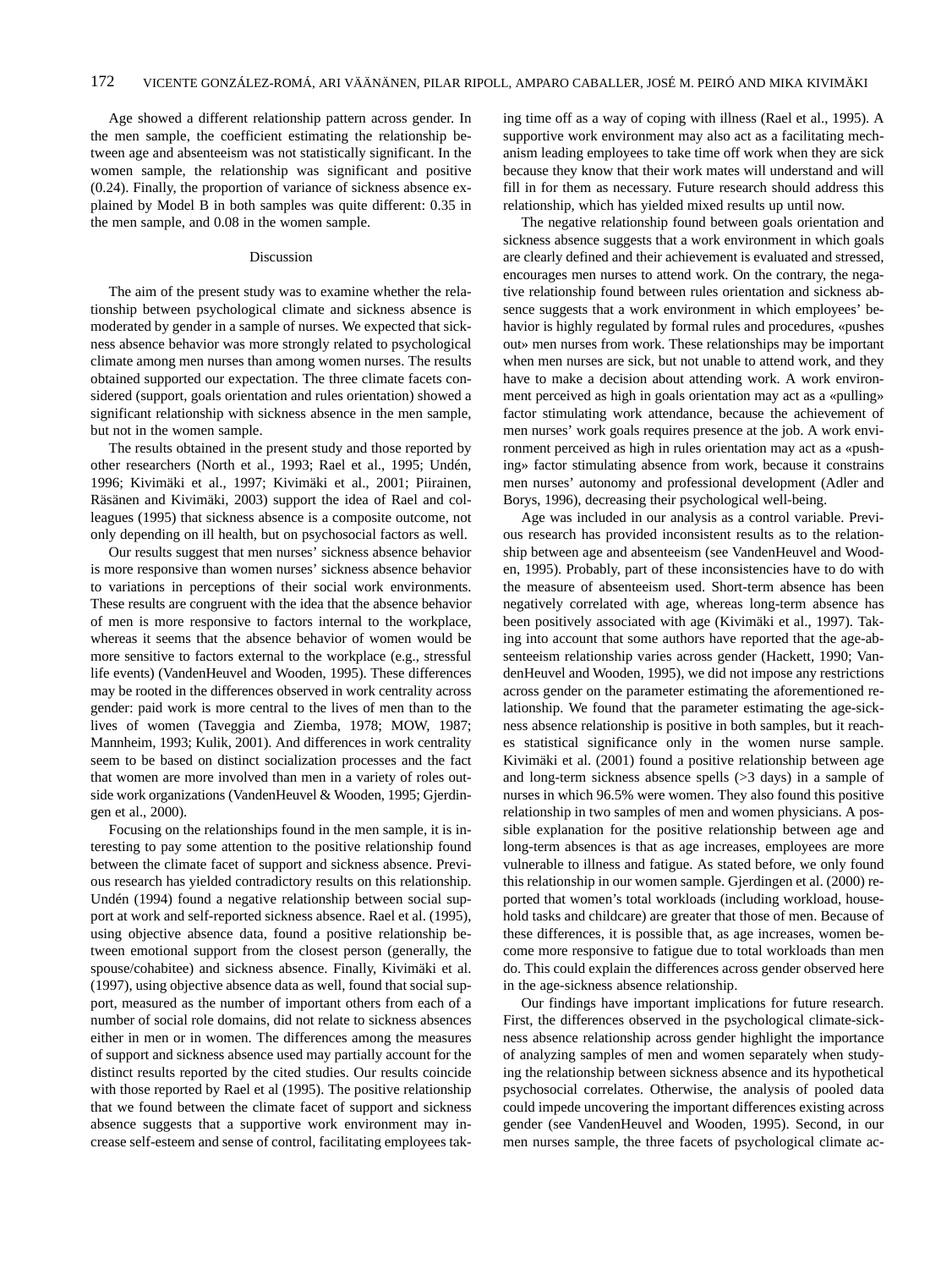Age showed a different relationship pattern across gender. In the men sample, the coefficient estimating the relationship between age and absenteeism was not statistically significant. In the women sample, the relationship was significant and positive (0.24). Finally, the proportion of variance of sickness absence explained by Model B in both samples was quite different: 0.35 in the men sample, and 0.08 in the women sample.

## Discussion

The aim of the present study was to examine whether the relationship between psychological climate and sickness absence is moderated by gender in a sample of nurses. We expected that sickness absence behavior was more strongly related to psychological climate among men nurses than among women nurses. The results obtained supported our expectation. The three climate facets considered (support, goals orientation and rules orientation) showed a significant relationship with sickness absence in the men sample, but not in the women sample.

The results obtained in the present study and those reported by other researchers (North et al., 1993; Rael et al., 1995; Undén, 1996; Kivimäki et al., 1997; Kivimäki et al., 2001; Piirainen, Räsänen and Kivimäki, 2003) support the idea of Rael and colleagues (1995) that sickness absence is a composite outcome, not only depending on ill health, but on psychosocial factors as well.

Our results suggest that men nurses' sickness absence behavior is more responsive than women nurses' sickness absence behavior to variations in perceptions of their social work environments. These results are congruent with the idea that the absence behavior of men is more responsive to factors internal to the workplace, whereas it seems that the absence behavior of women would be more sensitive to factors external to the workplace (e.g., stressful life events) (VandenHeuvel and Wooden, 1995). These differences may be rooted in the differences observed in work centrality across gender: paid work is more central to the lives of men than to the lives of women (Taveggia and Ziemba, 1978; MOW, 1987; Mannheim, 1993; Kulik, 2001). And differences in work centrality seem to be based on distinct socialization processes and the fact that women are more involved than men in a variety of roles outside work organizations (VandenHeuvel & Wooden, 1995; Gjerdingen et al., 2000).

Focusing on the relationships found in the men sample, it is interesting to pay some attention to the positive relationship found between the climate facet of support and sickness absence. Previous research has yielded contradictory results on this relationship. Undén (1994) found a negative relationship between social support at work and self-reported sickness absence. Rael et al. (1995), using objective absence data, found a positive relationship between emotional support from the closest person (generally, the spouse/cohabitee) and sickness absence. Finally, Kivimäki et al. (1997), using objective absence data as well, found that social support, measured as the number of important others from each of a number of social role domains, did not relate to sickness absences either in men or in women. The differences among the measures of support and sickness absence used may partially account for the distinct results reported by the cited studies. Our results coincide with those reported by Rael et al (1995). The positive relationship that we found between the climate facet of support and sickness absence suggests that a supportive work environment may increase self-esteem and sense of control, facilitating employees taking time off as a way of coping with illness (Rael et al., 1995). A supportive work environment may also act as a facilitating mechanism leading employees to take time off work when they are sick because they know that their work mates will understand and will fill in for them as necessary. Future research should address this relationship, which has yielded mixed results up until now.

The negative relationship found between goals orientation and sickness absence suggests that a work environment in which goals are clearly defined and their achievement is evaluated and stressed, encourages men nurses to attend work. On the contrary, the negative relationship found between rules orientation and sickness absence suggests that a work environment in which employees' behavior is highly regulated by formal rules and procedures, «pushes out» men nurses from work. These relationships may be important when men nurses are sick, but not unable to attend work, and they have to make a decision about attending work. A work environment perceived as high in goals orientation may act as a «pulling» factor stimulating work attendance, because the achievement of men nurses' work goals requires presence at the job. A work environment perceived as high in rules orientation may act as a «pushing» factor stimulating absence from work, because it constrains men nurses' autonomy and professional development (Adler and Borys, 1996), decreasing their psychological well-being.

Age was included in our analysis as a control variable. Previous research has provided inconsistent results as to the relationship between age and absenteeism (see VandenHeuvel and Wooden, 1995). Probably, part of these inconsistencies have to do with the measure of absenteeism used. Short-term absence has been negatively correlated with age, whereas long-term absence has been positively associated with age (Kivimäki et al., 1997). Taking into account that some authors have reported that the age-absenteeism relationship varies across gender (Hackett, 1990; VandenHeuvel and Wooden, 1995), we did not impose any restrictions across gender on the parameter estimating the aforementioned relationship. We found that the parameter estimating the age-sickness absence relationship is positive in both samples, but it reaches statistical significance only in the women nurse sample. Kivimäki et al. (2001) found a positive relationship between age and long-term sickness absence spells (>3 days) in a sample of nurses in which 96.5% were women. They also found this positive relationship in two samples of men and women physicians. A possible explanation for the positive relationship between age and long-term absences is that as age increases, employees are more vulnerable to illness and fatigue. As stated before, we only found this relationship in our women sample. Gjerdingen et al. (2000) reported that women's total workloads (including workload, household tasks and childcare) are greater that those of men. Because of these differences, it is possible that, as age increases, women become more responsive to fatigue due to total workloads than men do. This could explain the differences across gender observed here in the age-sickness absence relationship.

Our findings have important implications for future research. First, the differences observed in the psychological climate-sickness absence relationship across gender highlight the importance of analyzing samples of men and women separately when studying the relationship between sickness absence and its hypothetical psychosocial correlates. Otherwise, the analysis of pooled data could impede uncovering the important differences existing across gender (see VandenHeuvel and Wooden, 1995). Second, in our men nurses sample, the three facets of psychological climate ac-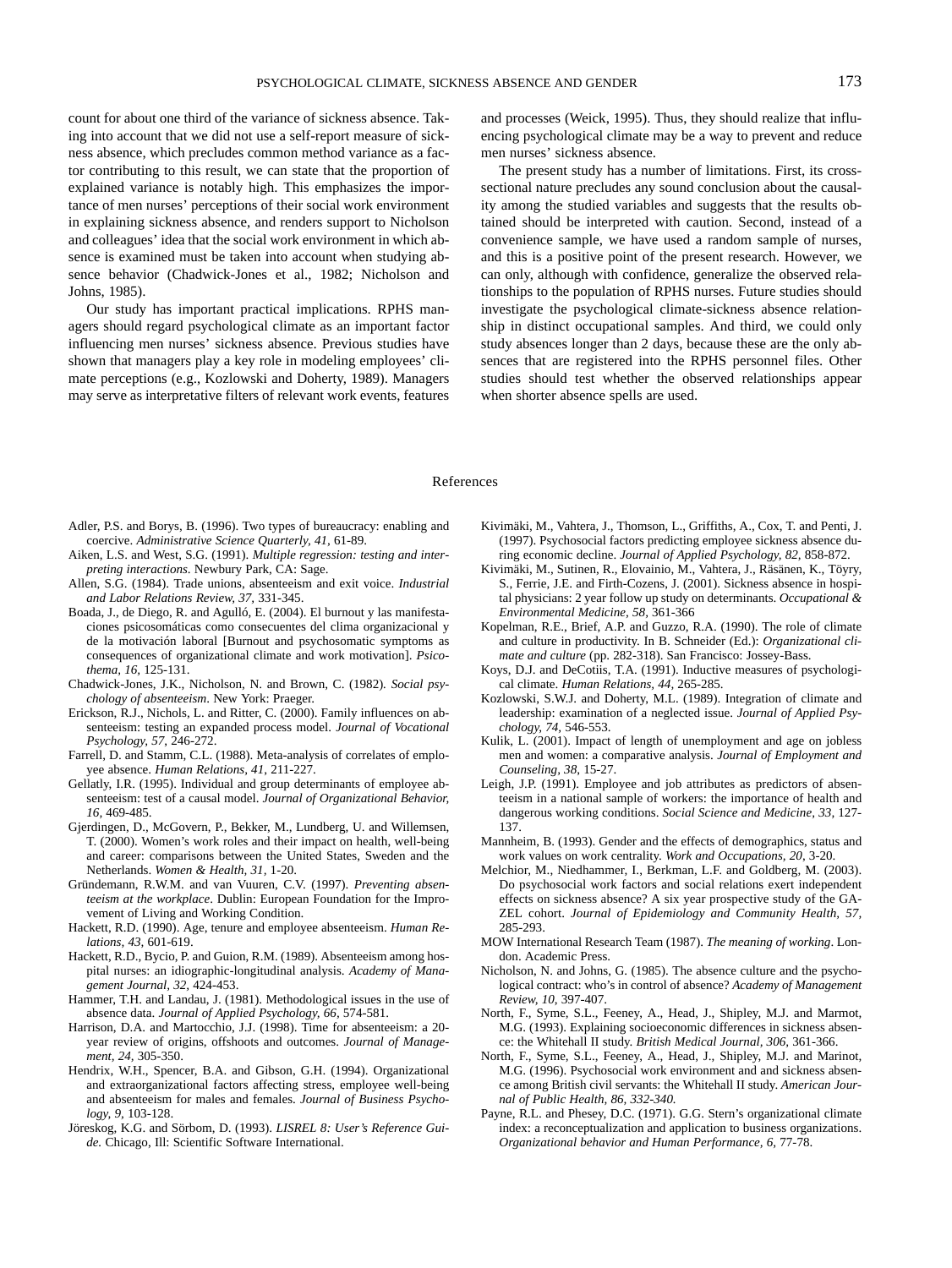count for about one third of the variance of sickness absence. Taking into account that we did not use a self-report measure of sickness absence, which precludes common method variance as a factor contributing to this result, we can state that the proportion of explained variance is notably high. This emphasizes the importance of men nurses' perceptions of their social work environment in explaining sickness absence, and renders support to Nicholson and colleagues' idea that the social work environment in which absence is examined must be taken into account when studying absence behavior (Chadwick-Jones et al., 1982; Nicholson and Johns, 1985).

Our study has important practical implications. RPHS managers should regard psychological climate as an important factor influencing men nurses' sickness absence. Previous studies have shown that managers play a key role in modeling employees' climate perceptions (e.g., Kozlowski and Doherty, 1989). Managers may serve as interpretative filters of relevant work events, features and processes (Weick, 1995). Thus, they should realize that influencing psychological climate may be a way to prevent and reduce men nurses' sickness absence.

The present study has a number of limitations. First, its cross-sectional nature precludes any sound conclusion about the causality among the studied variables and suggests that the results obtained should be interpreted with caution. Second, instead of a convenience sample, we have used a random sample of nurses, and this is a positive point of the present research. However, we can only, although with confidence, generalize the observed relationships to the population of RPHS nurses. Future studies should investigate the psychological climate-sickness absence relationship in distinct occupational samples. And third, we could only study absences longer than 2 days, because these are the only absences that are registered into the RPHS personnel files. Other studies should test whether the observed relationships appear when shorter absence spells are used.

## References

Adler, P.S. and Borys, B. (1996). Two types of bureaucracy: enabling and coercive. *Administrative Science Quarterly, 41*, 61-89.

Aiken, L.S. and West, S.G. (1991). *Multiple regression: testing and interpreting interactions.* Newbury Park, CA: Sage.

Allen, S.G. (1984). Trade unions, absenteeism and exit voice. *Industrial and Labor Relations Review, 37*, 331-345.

Boada, J., de Diego, R. and Agulló, E. (2004). El burnout y las manifestaciones psicosomáticas como consecuentes del clima organizacional y de la motivación laboral [Burnout and psychosomatic symptoms as consequences of organizational climate and work motivation]. *Psicothema, 16*, 125-131.

Chadwick-Jones, J.K., Nicholson, N. and Brown, C. (1982). *Social psychology of absenteeism*. New York: Praeger.

Erickson, R.J., Nichols, L. and Ritter, C. (2000). Family influences on absenteeism: testing an expanded process model. *Journal of Vocational Psychology, 57*, 246-272.

Farrell, D. and Stamm, C.L. (1988). Meta-analysis of correlates of employee absence. *Human Relations, 41*, 211-227.

Gellatly, I.R. (1995). Individual and group determinants of employee absenteeism: test of a causal model. *Journal of Organizational Behavior, 16*, 469-485.

Gjerdingen, D., McGovern, P., Bekker, M., Lundberg, U. and Willemsen, T. (2000). Women's work roles and their impact on health, well-being and career: comparisons between the United States, Sweden and the Netherlands. *Women & Health, 31*, 1-20.

Gründemann, R.W.M. and van Vuuren, C.V. (1997). *Preventing absenteeism at the workplace*. Dublin: European Foundation for the Improvement of Living and Working Condition.

Hackett, R.D. (1990). Age, tenure and employee absenteeism. *Human Relations, 43*, 601-619.

Hackett, R.D., Bycio, P. and Guion, R.M. (1989). Absenteeism among hospital nurses: an idiographic-longitudinal analysis. *Academy of Management Journal, 32*, 424-453.

Hammer, T.H. and Landau, J. (1981). Methodological issues in the use of absence data. *Journal of Applied Psychology, 66*, 574-581.

Harrison, D.A. and Martocchio, J.J. (1998). Time for absenteeism: a 20-year review of origins, offshoots and outcomes. *Journal of Management, 24*, 305-350.

Hendrix, W.H., Spencer, B.A. and Gibson, G.H. (1994). Organizational and extraorganizational factors affecting stress, employee well-being and absenteeism for males and females. *Journal of Business Psychology, 9*, 103-128.

Jöreskog, K.G. and Sörbom, D. (1993). *LISREL 8: User's Reference Guide.* Chicago, Ill: Scientific Software International.

Kivimäki, M., Vahtera, J., Thomson, L., Griffiths, A., Cox, T. and Penti, J. (1997). Psychosocial factors predicting employee sickness absence during economic decline. *Journal of Applied Psychology, 82*, 858-872.

Kivimäki, M., Sutinen, R., Elovainio, M., Vahtera, J., Räsänen, K., Töyry, S., Ferrie, J.E. and Firth-Cozens, J. (2001). Sickness absence in hospital physicians: 2 year follow up study on determinants. *Occupational & Environmental Medicine, 58*, 361-366

Kopelman, R.E., Brief, A.P. and Guzzo, R.A. (1990). The role of climate and culture in productivity. In B. Schneider (Ed.): *Organizational climate and culture* (pp. 282-318). San Francisco: Jossey-Bass.

Koys, D.J. and DeCotiis, T.A. (1991). Inductive measures of psychological climate. *Human Relations, 44*, 265-285.

Kozlowski, S.W.J. and Doherty, M.L. (1989). Integration of climate and leadership: examination of a neglected issue. *Journal of Applied Psychology, 74*, 546-553.

Kulik, L. (2001). Impact of length of unemployment and age on jobless men and women: a comparative analysis. *Journal of Employment and Counseling, 38*, 15-27.

Leigh, J.P. (1991). Employee and job attributes as predictors of absenteeism in a national sample of workers: the importance of health and dangerous working conditions. *Social Science and Medicine, 33*, 127-137.

Mannheim, B. (1993). Gender and the effects of demographics, status and work values on work centrality. *Work and Occupations, 20*, 3-20.

Melchior, M., Niedhammer, I., Berkman, L.F. and Goldberg, M. (2003). Do psychosocial work factors and social relations exert independent effects on sickness absence? A six year prospective study of the GAZEL cohort. *Journal of Epidemiology and Community Health, 57*, 285-293.

MOW International Research Team (1987). *The meaning of working*. London. Academic Press.

Nicholson, N. and Johns, G. (1985). The absence culture and the psychological contract: who's in control of absence? *Academy of Management Review, 10*, 397-407.

North, F., Syme, S.L., Feeney, A., Head, J., Shipley, M.J. and Marmot, M.G. (1993). Explaining socioeconomic differences in sickness absence: the Whitehall II study. *British Medical Journal, 306*, 361-366.

North, F., Syme, S.L., Feeney, A., Head, J., Shipley, M.J. and Marinot, M.G. (1996). Psychosocial work environment and and sickness absence among British civil servants: the Whitehall II study. *American Journal of Public Health, 86, 332-340.*

Payne, R.L. and Phesey, D.C. (1971). G.G. Stern's organizational climate index: a reconceptualization and application to business organizations. *Organizational behavior and Human Performance, 6*, 77-78.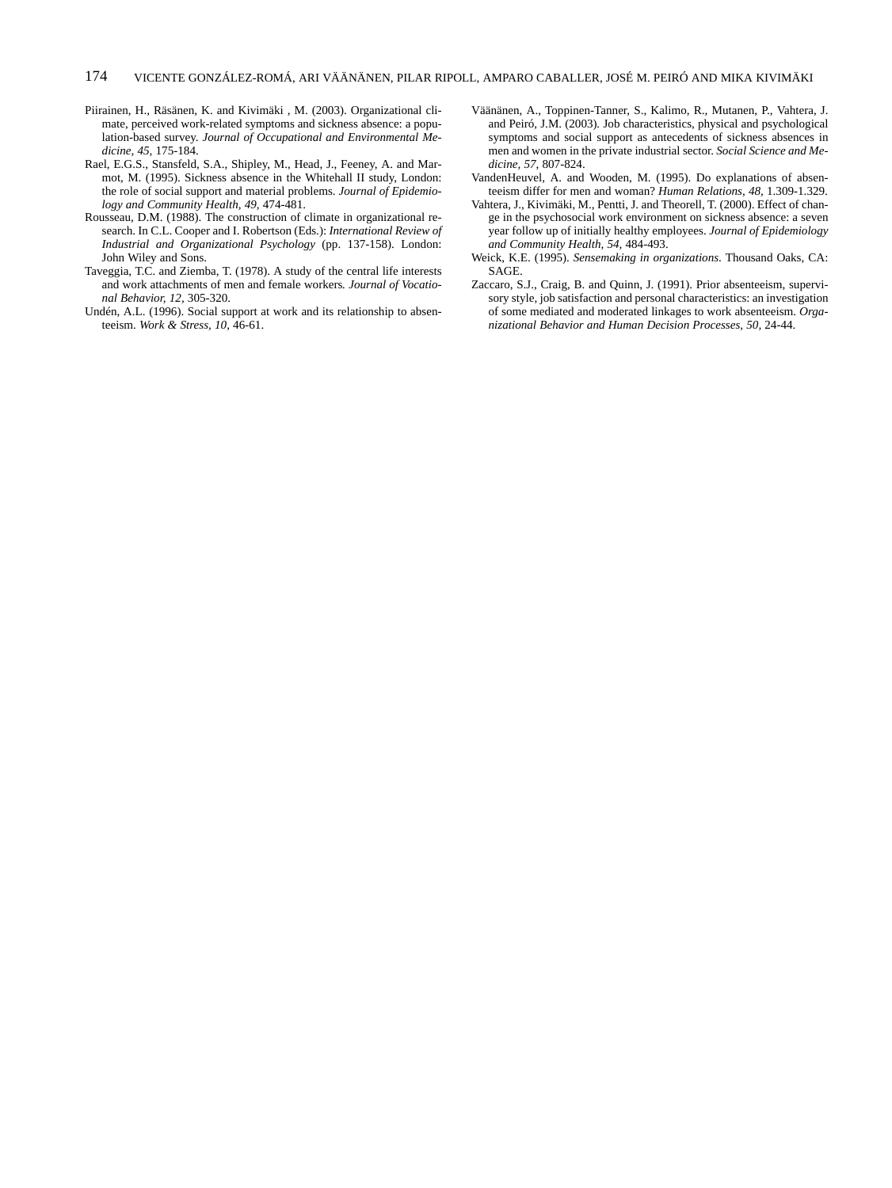Piirainen, H., Räsänen, K. and Kivimäki , M. (2003). Organizational climate, perceived work-related symptoms and sickness absence: a population-based survey. *Journal of Occupational and Environmental Medicine, 45,* 175-184.

Rael, E.G.S., Stansfeld, S.A., Shipley, M., Head, J., Feeney, A. and Marmot, M. (1995). Sickness absence in the Whitehall II study, London: the role of social support and material problems. *Journal of Epidemiology and Community Health, 49,* 474-481.

Rousseau, D.M. (1988). The construction of climate in organizational research. In C.L. Cooper and I. Robertson (Eds.): *International Review of Industrial and Organizational Psychology* (pp. 137-158). London: John Wiley and Sons.

Taveggia, T.C. and Ziemba, T. (1978). A study of the central life interests and work attachments of men and female workers. *Journal of Vocational Behavior, 12,* 305-320.

Undén, A.L. (1996). Social support at work and its relationship to absenteeism. *Work & Stress, 10,* 46-61.

Väänänen, A., Toppinen-Tanner, S., Kalimo, R., Mutanen, P., Vahtera, J. and Peiró, J.M. (2003). Job characteristics, physical and psychological symptoms and social support as antecedents of sickness absences in men and women in the private industrial sector. *Social Science and Medicine, 57,* 807-824.

VandenHeuvel, A. and Wooden, M. (1995). Do explanations of absenteeism differ for men and woman? *Human Relations, 48,* 1.309-1.329.

Vahtera, J., Kivimäki, M., Pentti, J. and Theorell, T. (2000). Effect of change in the psychosocial work environment on sickness absence: a seven year follow up of initially healthy employees. *Journal of Epidemiology and Community Health, 54,* 484-493.

Weick, K.E. (1995). *Sensemaking in organizations*. Thousand Oaks, CA: SAGE.

Zaccaro, S.J., Craig, B. and Quinn, J. (1991). Prior absenteeism, supervisory style, job satisfaction and personal characteristics: an investigation of some mediated and moderated linkages to work absenteeism. *Organizational Behavior and Human Decision Processes, 50,* 24-44.